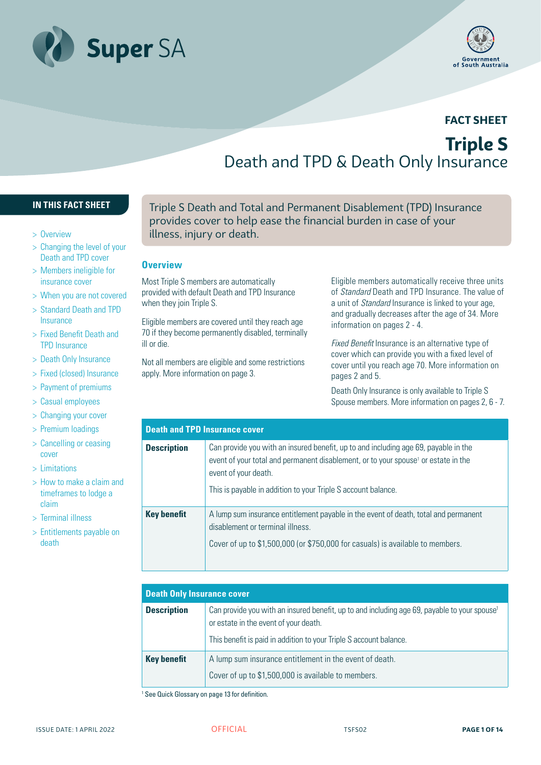FACT SHEET

# Triple S

## Death and TPD & Death Only Insurance

**IN THIS FACT SHEET**

- > Overview
- > Changing the level of your Death and TPD cover
- > Members ineligible for insurance cover
- > When you are not covered
- > Standard Death and TPD Insurance
- > Fixed Benefit Death and TPD Insurance
- > Death Only Insurance
- > Fixed (closed) Insurance
- > Payment of premiums
- > Casual employees
- > Changing your cover
- > Premium loadings
- > Cancelling or ceasing cover
- > Limitations
- > How to make a claim and timeframes to lodge a claim
- > Terminal illness
- > Entitlements payable on death

Triple S Death and Total and Permanent Disablement (TPD) Insurance provides cover to help ease the financial burden in case of your illness, injury or death.

### Overview

Most Triple S members are automatically provided with default Death and TPD Insurance when they join Triple S.

Eligible members are covered until they reach age 70 if they become permanently disabled, terminally ill or die.

Not all members are eligible and some restrictions apply. More information on page 3.

Eligible members automatically receive three units of *Standard* Death and TPD Insurance. The value of a unit of *Standard* Insurance is linked to your age, and gradually decreases after the age of 34. More information on pages 2 - 4.

*Fixed Benefit* Insurance is an alternative type of cover which can provide you with a fixed level of cover until you reach age 70. More information on pages 2 and 5.

Death Only Insurance is only available to Triple S Spouse members. More information on pages 2, 6 - 7.

| Death and TPD Insurance cover | |
|---|---|
| **Description** | Can provide you with an insured benefit, up to and including age 69, payable in the event of your total and permanent disablement, or to your spouse[1] or estate in the event of your death.<br><br>This is payable in addition to your Triple S account balance. |
| **Key benefit** | A lump sum insurance entitlement payable in the event of death, total and permanent disablement or terminal illness.<br><br>Cover of up to $1,500,000 (or $750,000 for casuals) is available to members. |

| Death Only Insurance cover | |
|---|---|
| **Description** | Can provide you with an insured benefit, up to and including age 69, payable to your spouse[1] or estate in the event of your death.<br><br>This benefit is paid in addition to your Triple S account balance. |
| **Key benefit** | A lump sum insurance entitlement in the event of death.<br><br>Cover of up to $1,500,000 is available to members. |

[1] See Quick Glossary on page 13 for definition.

ISSUE DATE: 1 APRIL 2022 OFFICIAL TSFS02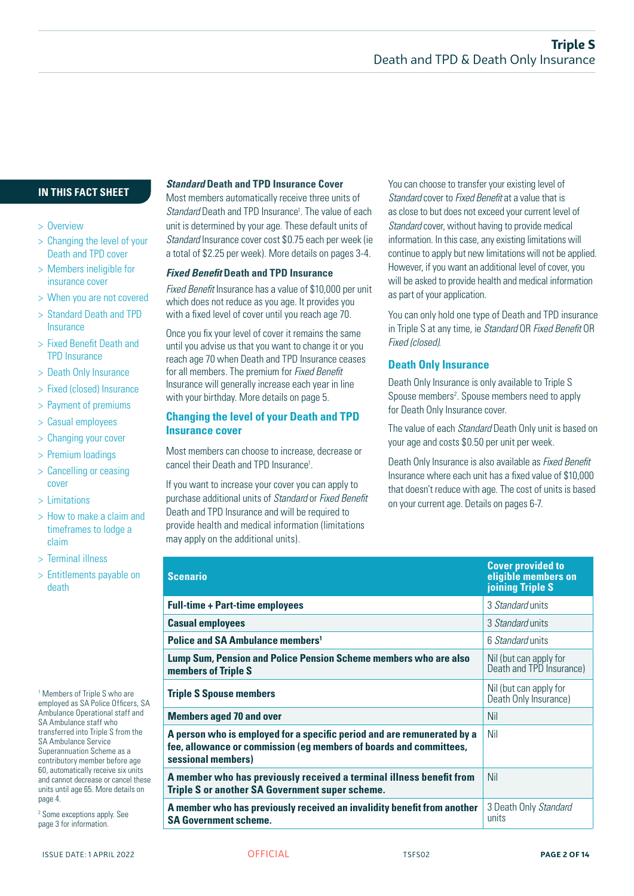## IN THIS FACT SHEET

- > Overview
- > Changing the level of your Death and TPD cover
- > Members ineligible for insurance cover
- > When you are not covered
- > Standard Death and TPD Insurance
- > Fixed Benefit Death and TPD Insurance
- > Death Only Insurance
- > Fixed (closed) Insurance
- > Payment of premiums
- > Casual employees
- > Changing your cover
- > Premium loadings
- > Cancelling or ceasing cover
- > Limitations
- > How to make a claim and timeframes to lodge a claim
- > Terminal illness
- > Entitlements payable on death

### *Standard* Death and TPD Insurance Cover

Most members automatically receive three units of *Standard* Death and TPD Insurance[1]. The value of each unit is determined by your age. These default units of *Standard* Insurance cover cost $0.75 each per week (ie a total of $2.25 per week). More details on pages 3-4.

### *Fixed Benefit* Death and TPD Insurance

*Fixed Benefit* Insurance has a value of $10,000 per unit which does not reduce as you age. It provides you with a fixed level of cover until you reach age 70.

Once you fix your level of cover it remains the same until you advise us that you want to change it or you reach age 70 when Death and TPD Insurance ceases for all members. The premium for *Fixed Benefit* Insurance will generally increase each year in line with your birthday. More details on page 5.

## Changing the level of your Death and TPD Insurance cover

Most members can choose to increase, decrease or cancel their Death and TPD Insurance[1].

If you want to increase your cover you can apply to purchase additional units of *Standard* or *Fixed Benefit* Death and TPD Insurance and will be required to provide health and medical information (limitations may apply on the additional units).

You can choose to transfer your existing level of *Standard* cover to *Fixed Benefit* at a value that is as close to but does not exceed your current level of *Standard* cover, without having to provide medical information. In this case, any existing limitations will continue to apply but new limitations will not be applied. However, if you want an additional level of cover, you will be asked to provide health and medical information as part of your application.

You can only hold one type of Death and TPD insurance in Triple S at any time, ie *Standard* OR *Fixed Benefit* OR *Fixed (closed)*.

## Death Only Insurance

Death Only Insurance is only available to Triple S Spouse members[2]. Spouse members need to apply for Death Only Insurance cover.

The value of each *Standard* Death Only unit is based on your age and costs $0.50 per unit per week.

Death Only Insurance is also available as *Fixed Benefit* Insurance where each unit has a fixed value of $10,000 that doesn't reduce with age. The cost of units is based on your current age. Details on pages 6-7.

| Scenario | Cover provided to eligible members on joining Triple S |
|---|---|
| **Full-time + Part-time employees** | 3 *Standard* units |
| **Casual employees** | 3 *Standard* units |
| **Police and SA Ambulance members[1]** | 6 *Standard* units |
| **Lump Sum, Pension and Police Pension Scheme members who are also members of Triple S** | Nil (but can apply for Death and TPD Insurance) |
| **Triple S Spouse members** | Nil (but can apply for Death Only Insurance) |
| **Members aged 70 and over** | Nil |
| **A person who is employed for a specific period and are remunerated by a fee, allowance or commission (eg members of boards and committees, sessional members)** | Nil |
| **A member who has previously received a terminal illness benefit from Triple S or another SA Government super scheme.** | Nil |
| **A member who has previously received an invalidity benefit from another SA Government scheme.** | 3 Death Only *Standard* units |

[1] Members of Triple S who are employed as SA Police Officers, SA Ambulance Operational staff and SA Ambulance staff who transferred into Triple S from the SA Ambulance Service Superannuation Scheme as a contributory member before age 60, automatically receive six units and cannot decrease or cancel these units until age 65. More details on page 4.

[2] Some exceptions apply. See page 3 for information.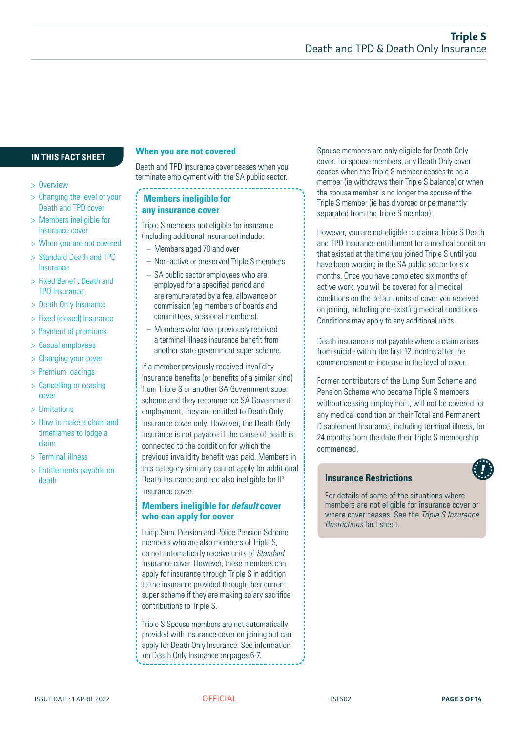## IN THIS FACT SHEET

- > Overview
- > Changing the level of your Death and TPD cover
- > Members ineligible for insurance cover
- > When you are not covered
- > Standard Death and TPD Insurance
- > Fixed Benefit Death and TPD Insurance
- > Death Only Insurance
- > Fixed (closed) Insurance
- > Payment of premiums
- > Casual employees
- > Changing your cover
- > Premium loadings
- > Cancelling or ceasing cover
- > Limitations
- > How to make a claim and timeframes to lodge a claim
- > Terminal illness
- > Entitlements payable on death

## When you are not covered

Death and TPD Insurance cover ceases when you terminate employment with the SA public sector.

### Members ineligible for any insurance cover

Triple S members not eligible for insurance (including additional insurance) include:

- Members aged 70 and over
- Non-active or preserved Triple S members
- SA public sector employees who are employed for a specified period and are remunerated by a fee, allowance or commission (eg members of boards and committees, sessional members).
- Members who have previously received a terminal illness insurance benefit from another state government super scheme.

If a member previously received invalidity insurance benefits (or benefits of a similar kind) from Triple S or another SA Government super scheme and they recommence SA Government employment, they are entitled to Death Only Insurance cover only. However, the Death Only Insurance is not payable if the cause of death is connected to the condition for which the previous invalidity benefit was paid. Members in this category similarly cannot apply for additional Death Insurance and are also ineligible for IP Insurance cover.

### Members ineligible for *default* cover who can apply for cover

Lump Sum, Pension and Police Pension Scheme members who are also members of Triple S, do not automatically receive units of *Standard* Insurance cover. However, these members can apply for insurance through Triple S in addition to the insurance provided through their current super scheme if they are making salary sacrifice contributions to Triple S.

Triple S Spouse members are not automatically provided with insurance cover on joining but can apply for Death Only Insurance. See information on Death Only Insurance on pages 6-7.

Spouse members are only eligible for Death Only cover. For spouse members, any Death Only cover ceases when the Triple S member ceases to be a member (ie withdraws their Triple S balance) or when the spouse member is no longer the spouse of the Triple S member (ie has divorced or permanently separated from the Triple S member).

However, you are not eligible to claim a Triple S Death and TPD Insurance entitlement for a medical condition that existed at the time you joined Triple S until you have been working in the SA public sector for six months. Once you have completed six months of active work, you will be covered for all medical conditions on the default units of cover you received on joining, including pre-existing medical conditions. Conditions may apply to any additional units.

Death insurance is not payable where a claim arises from suicide within the first 12 months after the commencement or increase in the level of cover.

Former contributors of the Lump Sum Scheme and Pension Scheme who became Triple S members without ceasing employment, will not be covered for any medical condition on their Total and Permanent Disablement Insurance, including terminal illness, for 24 months from the date their Triple S membership commenced.

### Insurance Restrictions

For details of some of the situations where members are not eligible for insurance cover or where cover ceases. See the *Triple S Insurance Restrictions* fact sheet.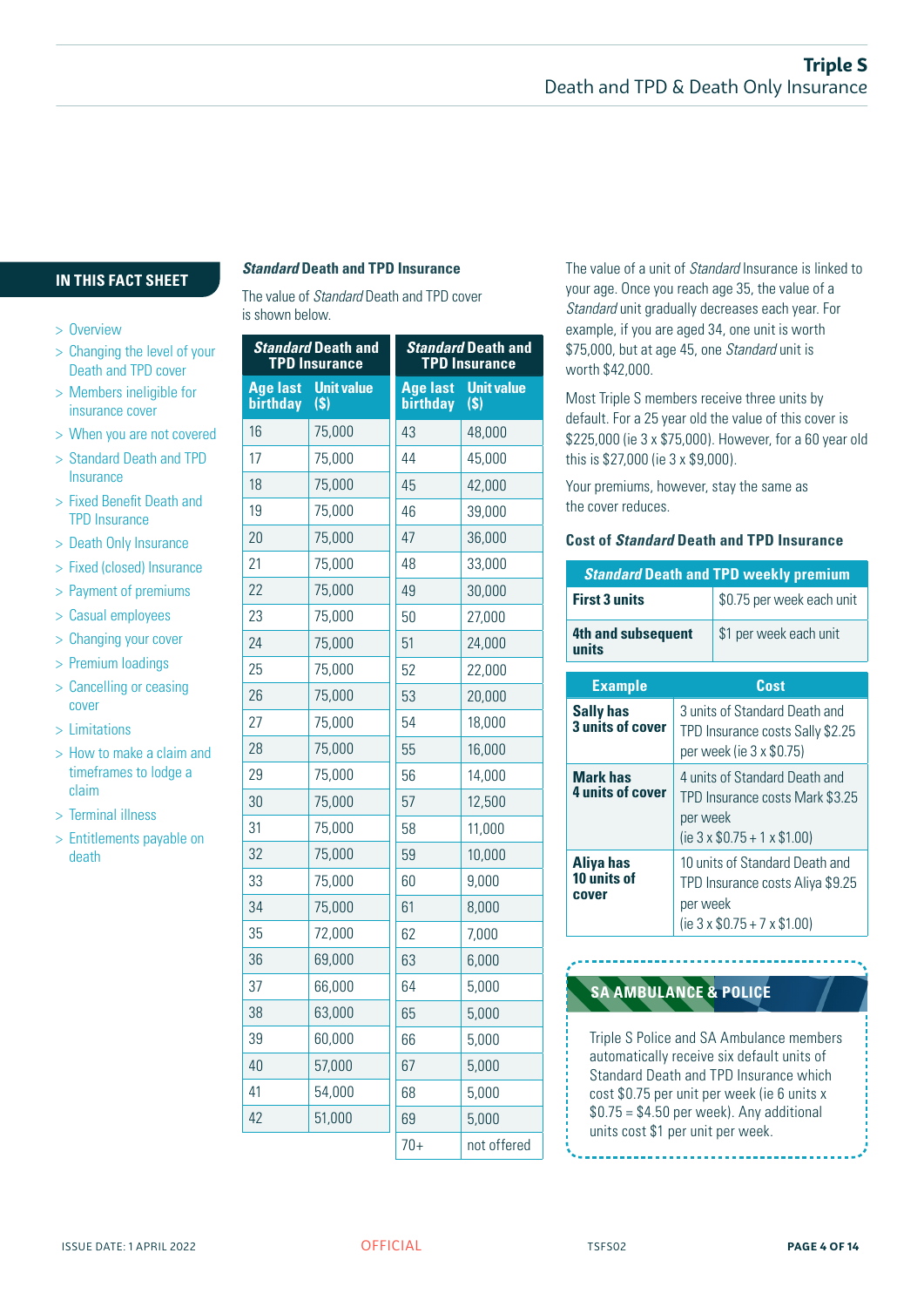## IN THIS FACT SHEET

- > Overview
- > Changing the level of your Death and TPD cover
- > Members ineligible for insurance cover
- > When you are not covered
- > Standard Death and TPD Insurance
- > Fixed Benefit Death and TPD Insurance
- > Death Only Insurance
- > Fixed (closed) Insurance
- > Payment of premiums
- > Casual employees
- > Changing your cover
- > Premium loadings
- > Cancelling or ceasing cover
- > Limitations
- > How to make a claim and timeframes to lodge a claim
- > Terminal illness
- > Entitlements payable on death

### *Standard* Death and TPD Insurance

The value of *Standard* Death and TPD cover is shown below.

| *Standard* Death and TPD Insurance | |
|---|---|
| **Age last birthday** | **Unit value ($)** |
| 16 | 75,000 |
| 17 | 75,000 |
| 18 | 75,000 |
| 19 | 75,000 |
| 20 | 75,000 |
| 21 | 75,000 |
| 22 | 75,000 |
| 23 | 75,000 |
| 24 | 75,000 |
| 25 | 75,000 |
| 26 | 75,000 |
| 27 | 75,000 |
| 28 | 75,000 |
| 29 | 75,000 |
| 30 | 75,000 |
| 31 | 75,000 |
| 32 | 75,000 |
| 33 | 75,000 |
| 34 | 75,000 |
| 35 | 72,000 |
| 36 | 69,000 |
| 37 | 66,000 |
| 38 | 63,000 |
| 39 | 60,000 |
| 40 | 57,000 |
| 41 | 54,000 |
| 42 | 51,000 |

| *Standard* Death and TPD Insurance | |
|---|---|
| **Age last birthday** | **Unit value ($)** |
| 43 | 48,000 |
| 44 | 45,000 |
| 45 | 42,000 |
| 46 | 39,000 |
| 47 | 36,000 |
| 48 | 33,000 |
| 49 | 30,000 |
| 50 | 27,000 |
| 51 | 24,000 |
| 52 | 22,000 |
| 53 | 20,000 |
| 54 | 18,000 |
| 55 | 16,000 |
| 56 | 14,000 |
| 57 | 12,500 |
| 58 | 11,000 |
| 59 | 10,000 |
| 60 | 9,000 |
| 61 | 8,000 |
| 62 | 7,000 |
| 63 | 6,000 |
| 64 | 5,000 |
| 65 | 5,000 |
| 66 | 5,000 |
| 67 | 5,000 |
| 68 | 5,000 |
| 69 | 5,000 |
| 70+ | not offered |

The value of a unit of *Standard* Insurance is linked to your age. Once you reach age 35, the value of a *Standard* unit gradually decreases each year. For example, if you are aged 34, one unit is worth $75,000, but at age 45, one *Standard* unit is worth $42,000.

Most Triple S members receive three units by default. For a 25 year old the value of this cover is $225,000 (ie 3 x $75,000). However, for a 60 year old this is $27,000 (ie 3 x $9,000).

Your premiums, however, stay the same as the cover reduces.

### Cost of *Standard* Death and TPD Insurance

| *Standard* Death and TPD weekly premium | |
|---|---|
| **First 3 units** | $0.75 per week each unit |
| **4th and subsequent units** | $1 per week each unit |

| Example | Cost |
|---|---|
| **Sally has 3 units of cover** | 3 units of Standard Death and TPD Insurance costs Sally $2.25 per week (ie 3 x $0.75) |
| **Mark has 4 units of cover** | 4 units of Standard Death and TPD Insurance costs Mark $3.25 per week (ie 3 x $0.75 + 1 x $1.00) |
| **Aliya has 10 units of cover** | 10 units of Standard Death and TPD Insurance costs Aliya $9.25 per week (ie 3 x $0.75 + 7 x $1.00) |

#### SA AMBULANCE & POLICE

Triple S Police and SA Ambulance members automatically receive six default units of Standard Death and TPD Insurance which cost $0.75 per unit per week (ie 6 units x $0.75 = $4.50 per week). Any additional units cost $1 per unit per week.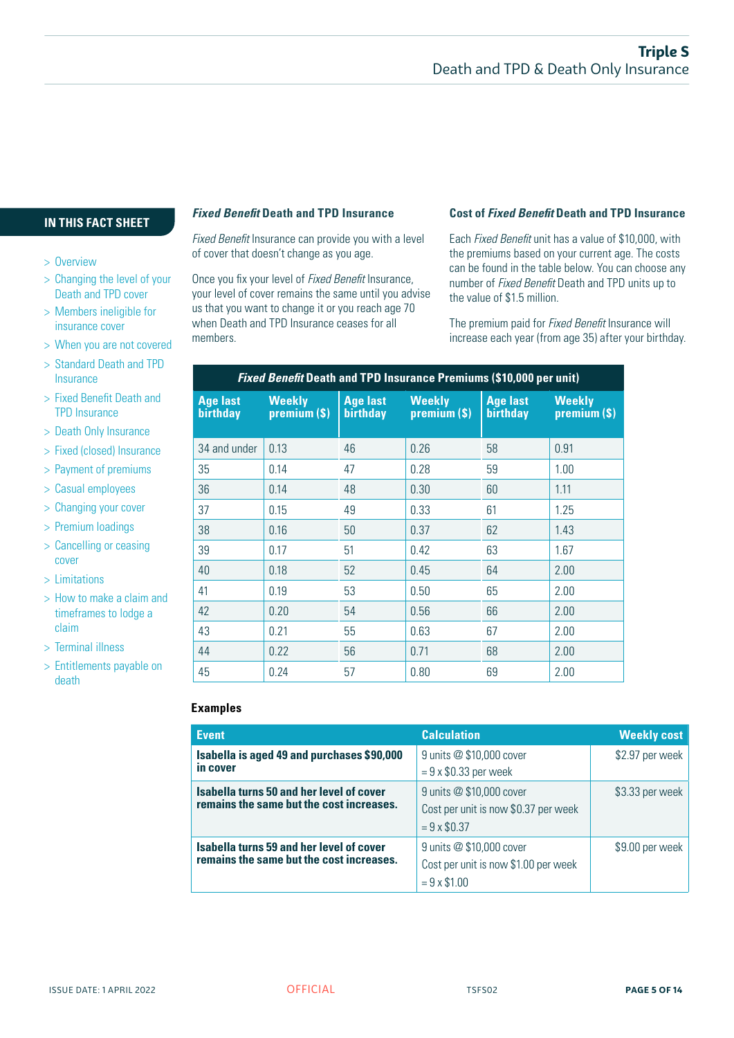## IN THIS FACT SHEET

- > Overview
- > Changing the level of your Death and TPD cover
- > Members ineligible for insurance cover
- > When you are not covered
- > Standard Death and TPD Insurance
- > Fixed Benefit Death and TPD Insurance
- > Death Only Insurance
- > Fixed (closed) Insurance
- > Payment of premiums
- > Casual employees
- > Changing your cover
- > Premium loadings
- > Cancelling or ceasing cover
- > Limitations
- > How to make a claim and timeframes to lodge a claim
- > Terminal illness
- > Entitlements payable on death

### *Fixed Benefit* Death and TPD Insurance

*Fixed Benefit* Insurance can provide you with a level of cover that doesn't change as you age.

Once you fix your level of *Fixed Benefit* Insurance, your level of cover remains the same until you advise us that you want to change it or you reach age 70 when Death and TPD Insurance ceases for all members.

### Cost of *Fixed Benefit* Death and TPD Insurance

Each *Fixed Benefit* unit has a value of $10,000, with the premiums based on your current age. The costs can be found in the table below. You can choose any number of *Fixed Benefit* Death and TPD units up to the value of $1.5 million.

The premium paid for *Fixed Benefit* Insurance will increase each year (from age 35) after your birthday.

***Fixed Benefit* Death and TPD Insurance Premiums ($10,000 per unit)**

| Age last birthday | Weekly premium ($) | Age last birthday | Weekly premium ($) | Age last birthday | Weekly premium ($) |
|---|---|---|---|---|---|
| 34 and under | 0.13 | 46 | 0.26 | 58 | 0.91 |
| 35 | 0.14 | 47 | 0.28 | 59 | 1.00 |
| 36 | 0.14 | 48 | 0.30 | 60 | 1.11 |
| 37 | 0.15 | 49 | 0.33 | 61 | 1.25 |
| 38 | 0.16 | 50 | 0.37 | 62 | 1.43 |
| 39 | 0.17 | 51 | 0.42 | 63 | 1.67 |
| 40 | 0.18 | 52 | 0.45 | 64 | 2.00 |
| 41 | 0.19 | 53 | 0.50 | 65 | 2.00 |
| 42 | 0.20 | 54 | 0.56 | 66 | 2.00 |
| 43 | 0.21 | 55 | 0.63 | 67 | 2.00 |
| 44 | 0.22 | 56 | 0.71 | 68 | 2.00 |
| 45 | 0.24 | 57 | 0.80 | 69 | 2.00 |

### Examples

| Event | Calculation | Weekly cost |
|---|---|---|
| **Isabella is aged 49 and purchases $90,000 in cover** | 9 units @ $10,000 cover<br>= 9 x $0.33 per week | $2.97 per week |
| **Isabella turns 50 and her level of cover remains the same but the cost increases.** | 9 units @ $10,000 cover<br>Cost per unit is now $0.37 per week<br>= 9 x $0.37 | $3.33 per week |
| **Isabella turns 59 and her level of cover remains the same but the cost increases.** | 9 units @ $10,000 cover<br>Cost per unit is now $1.00 per week<br>= 9 x $1.00 | $9.00 per week |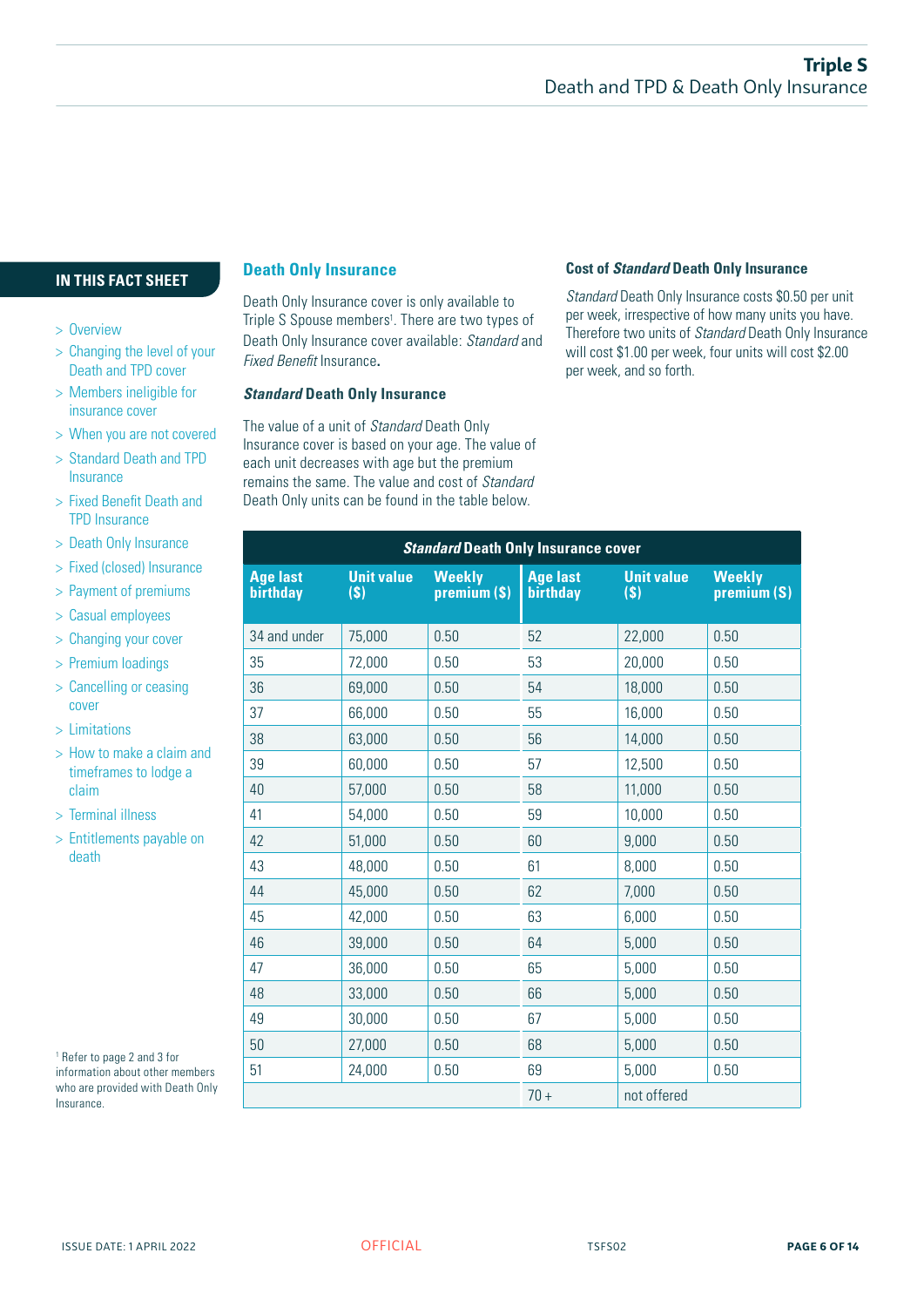## IN THIS FACT SHEET

- > Overview
- > Changing the level of your Death and TPD cover
- > Members ineligible for insurance cover
- > When you are not covered
- > Standard Death and TPD Insurance
- > Fixed Benefit Death and TPD Insurance
- > Death Only Insurance
- > Fixed (closed) Insurance
- > Payment of premiums
- > Casual employees
- > Changing your cover
- > Premium loadings
- > Cancelling or ceasing cover
- > Limitations
- > How to make a claim and timeframes to lodge a claim
- > Terminal illness
- > Entitlements payable on death

## Death Only Insurance

Death Only Insurance cover is only available to Triple S Spouse members[1]. There are two types of Death Only Insurance cover available: *Standard* and *Fixed Benefit* Insurance**.**

### *Standard* Death Only Insurance

The value of a unit of *Standard* Death Only Insurance cover is based on your age. The value of each unit decreases with age but the premium remains the same. The value and cost of *Standard* Death Only units can be found in the table below.

### Cost of *Standard* Death Only Insurance

*Standard* Death Only Insurance costs $0.50 per unit per week, irrespective of how many units you have. Therefore two units of *Standard* Death Only Insurance will cost $1.00 per week, four units will cost $2.00 per week, and so forth.

***Standard* Death Only Insurance cover**

| Age last birthday | Unit value ($) | Weekly premium ($) | Age last birthday | Unit value ($) | Weekly premium ($) |
|---|---|---|---|---|---|
| 34 and under | 75,000 | 0.50 | 52 | 22,000 | 0.50 |
| 35 | 72,000 | 0.50 | 53 | 20,000 | 0.50 |
| 36 | 69,000 | 0.50 | 54 | 18,000 | 0.50 |
| 37 | 66,000 | 0.50 | 55 | 16,000 | 0.50 |
| 38 | 63,000 | 0.50 | 56 | 14,000 | 0.50 |
| 39 | 60,000 | 0.50 | 57 | 12,500 | 0.50 |
| 40 | 57,000 | 0.50 | 58 | 11,000 | 0.50 |
| 41 | 54,000 | 0.50 | 59 | 10,000 | 0.50 |
| 42 | 51,000 | 0.50 | 60 | 9,000 | 0.50 |
| 43 | 48,000 | 0.50 | 61 | 8,000 | 0.50 |
| 44 | 45,000 | 0.50 | 62 | 7,000 | 0.50 |
| 45 | 42,000 | 0.50 | 63 | 6,000 | 0.50 |
| 46 | 39,000 | 0.50 | 64 | 5,000 | 0.50 |
| 47 | 36,000 | 0.50 | 65 | 5,000 | 0.50 |
| 48 | 33,000 | 0.50 | 66 | 5,000 | 0.50 |
| 49 | 30,000 | 0.50 | 67 | 5,000 | 0.50 |
| 50 | 27,000 | 0.50 | 68 | 5,000 | 0.50 |
| 51 | 24,000 | 0.50 | 69 | 5,000 | 0.50 |
| | | | 70 + | not offered | |

[1] Refer to page 2 and 3 for information about other members who are provided with Death Only Insurance.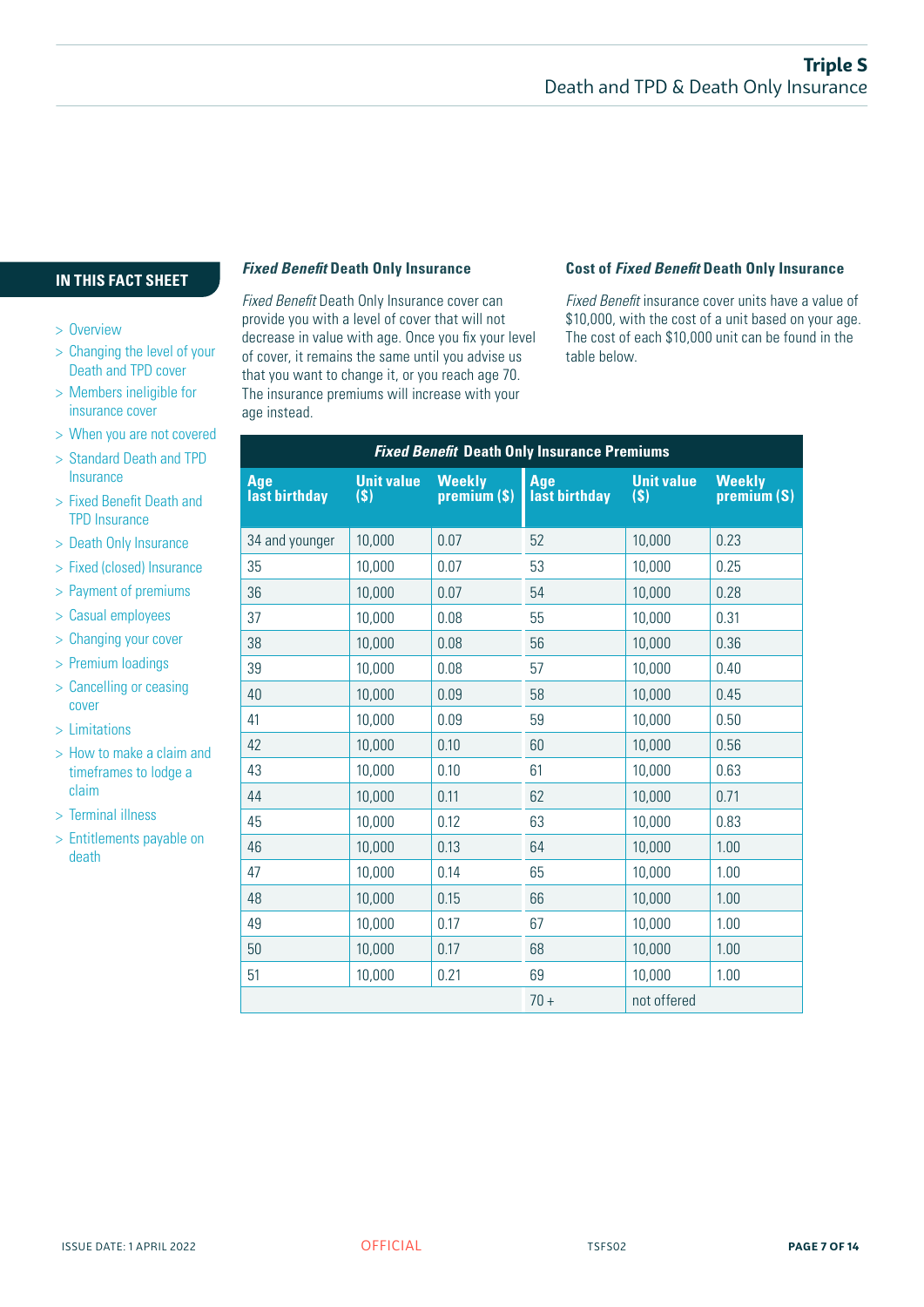## IN THIS FACT SHEET

- > Overview
- > Changing the level of your Death and TPD cover
- > Members ineligible for insurance cover
- > When you are not covered
- > Standard Death and TPD Insurance
- > Fixed Benefit Death and TPD Insurance
- > Death Only Insurance
- > Fixed (closed) Insurance
- > Payment of premiums
- > Casual employees
- > Changing your cover
- > Premium loadings
- > Cancelling or ceasing cover
- > Limitations
- > How to make a claim and timeframes to lodge a claim
- > Terminal illness
- > Entitlements payable on death

### *Fixed Benefit* Death Only Insurance

*Fixed Benefit* Death Only Insurance cover can provide you with a level of cover that will not decrease in value with age. Once you fix your level of cover, it remains the same until you advise us that you want to change it, or you reach age 70. The insurance premiums will increase with your age instead.

### Cost of *Fixed Benefit* Death Only Insurance

*Fixed Benefit* insurance cover units have a value of $10,000, with the cost of a unit based on your age. The cost of each $10,000 unit can be found in the table below.

***Fixed Benefit* Death Only Insurance Premiums**

| Age last birthday | Unit value ($) | Weekly premium ($) | Age last birthday | Unit value ($) | Weekly premium ($) |
|---|---|---|---|---|---|
| 34 and younger | 10,000 | 0.07 | 52 | 10,000 | 0.23 |
| 35 | 10,000 | 0.07 | 53 | 10,000 | 0.25 |
| 36 | 10,000 | 0.07 | 54 | 10,000 | 0.28 |
| 37 | 10,000 | 0.08 | 55 | 10,000 | 0.31 |
| 38 | 10,000 | 0.08 | 56 | 10,000 | 0.36 |
| 39 | 10,000 | 0.08 | 57 | 10,000 | 0.40 |
| 40 | 10,000 | 0.09 | 58 | 10,000 | 0.45 |
| 41 | 10,000 | 0.09 | 59 | 10,000 | 0.50 |
| 42 | 10,000 | 0.10 | 60 | 10,000 | 0.56 |
| 43 | 10,000 | 0.10 | 61 | 10,000 | 0.63 |
| 44 | 10,000 | 0.11 | 62 | 10,000 | 0.71 |
| 45 | 10,000 | 0.12 | 63 | 10,000 | 0.83 |
| 46 | 10,000 | 0.13 | 64 | 10,000 | 1.00 |
| 47 | 10,000 | 0.14 | 65 | 10,000 | 1.00 |
| 48 | 10,000 | 0.15 | 66 | 10,000 | 1.00 |
| 49 | 10,000 | 0.17 | 67 | 10,000 | 1.00 |
| 50 | 10,000 | 0.17 | 68 | 10,000 | 1.00 |
| 51 | 10,000 | 0.21 | 69 | 10,000 | 1.00 |
| | | | 70 + | not offered | |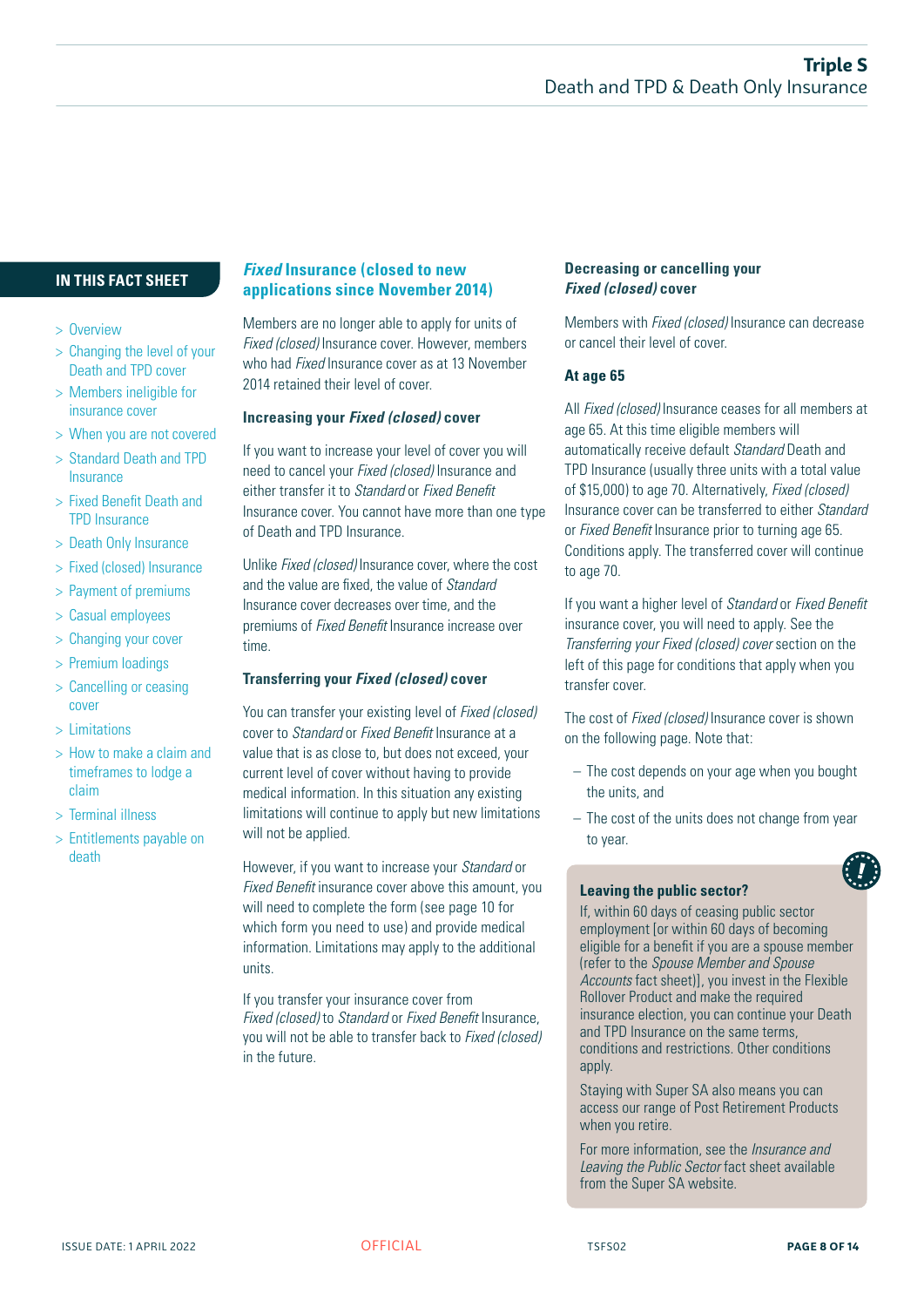## IN THIS FACT SHEET

- > Overview
- > Changing the level of your Death and TPD cover
- > Members ineligible for insurance cover
- > When you are not covered
- > Standard Death and TPD Insurance
- > Fixed Benefit Death and TPD Insurance
- > Death Only Insurance
- > Fixed (closed) Insurance
- > Payment of premiums
- > Casual employees
- > Changing your cover
- > Premium loadings
- > Cancelling or ceasing cover
- > Limitations
- > How to make a claim and timeframes to lodge a claim
- > Terminal illness
- > Entitlements payable on death

## *Fixed* Insurance (closed to new applications since November 2014)

Members are no longer able to apply for units of *Fixed (closed)* Insurance cover. However, members who had *Fixed* Insurance cover as at 13 November 2014 retained their level of cover.

### Increasing your *Fixed (closed)* cover

If you want to increase your level of cover you will need to cancel your *Fixed (closed)* Insurance and either transfer it to *Standard* or *Fixed Benefit* Insurance cover. You cannot have more than one type of Death and TPD Insurance.

Unlike *Fixed (closed)* Insurance cover, where the cost and the value are fixed, the value of *Standard* Insurance cover decreases over time, and the premiums of *Fixed Benefit* Insurance increase over time.

### Transferring your *Fixed (closed)* cover

You can transfer your existing level of *Fixed (closed)* cover to *Standard* or *Fixed Benefit* Insurance at a value that is as close to, but does not exceed, your current level of cover without having to provide medical information. In this situation any existing limitations will continue to apply but new limitations will not be applied.

However, if you want to increase your *Standard* or *Fixed Benefit* insurance cover above this amount, you will need to complete the form (see page 10 for which form you need to use) and provide medical information. Limitations may apply to the additional units.

If you transfer your insurance cover from *Fixed (closed)* to *Standard* or *Fixed Benefit* Insurance, you will not be able to transfer back to *Fixed (closed)* in the future.

### Decreasing or cancelling your *Fixed (closed)* cover

Members with *Fixed (closed)* Insurance can decrease or cancel their level of cover.

### At age 65

All *Fixed (closed)* Insurance ceases for all members at age 65. At this time eligible members will automatically receive default *Standard* Death and TPD Insurance (usually three units with a total value of $15,000) to age 70. Alternatively, *Fixed (closed)* Insurance cover can be transferred to either *Standard* or *Fixed Benefit* Insurance prior to turning age 65. Conditions apply. The transferred cover will continue to age 70.

If you want a higher level of *Standard* or *Fixed Benefit* insurance cover, you will need to apply. See the *Transferring your Fixed (closed) cover* section on the left of this page for conditions that apply when you transfer cover.

The cost of *Fixed (closed)* Insurance cover is shown on the following page. Note that:

- The cost depends on your age when you bought the units, and
- The cost of the units does not change from year to year.

**Leaving the public sector?**

If, within 60 days of ceasing public sector employment [or within 60 days of becoming eligible for a benefit if you are a spouse member (refer to the *Spouse Member and Spouse Accounts* fact sheet)], you invest in the Flexible Rollover Product and make the required insurance election, you can continue your Death and TPD Insurance on the same terms, conditions and restrictions. Other conditions apply.

Staying with Super SA also means you can access our range of Post Retirement Products when you retire.

For more information, see the *Insurance and Leaving the Public Sector* fact sheet available from the Super SA website.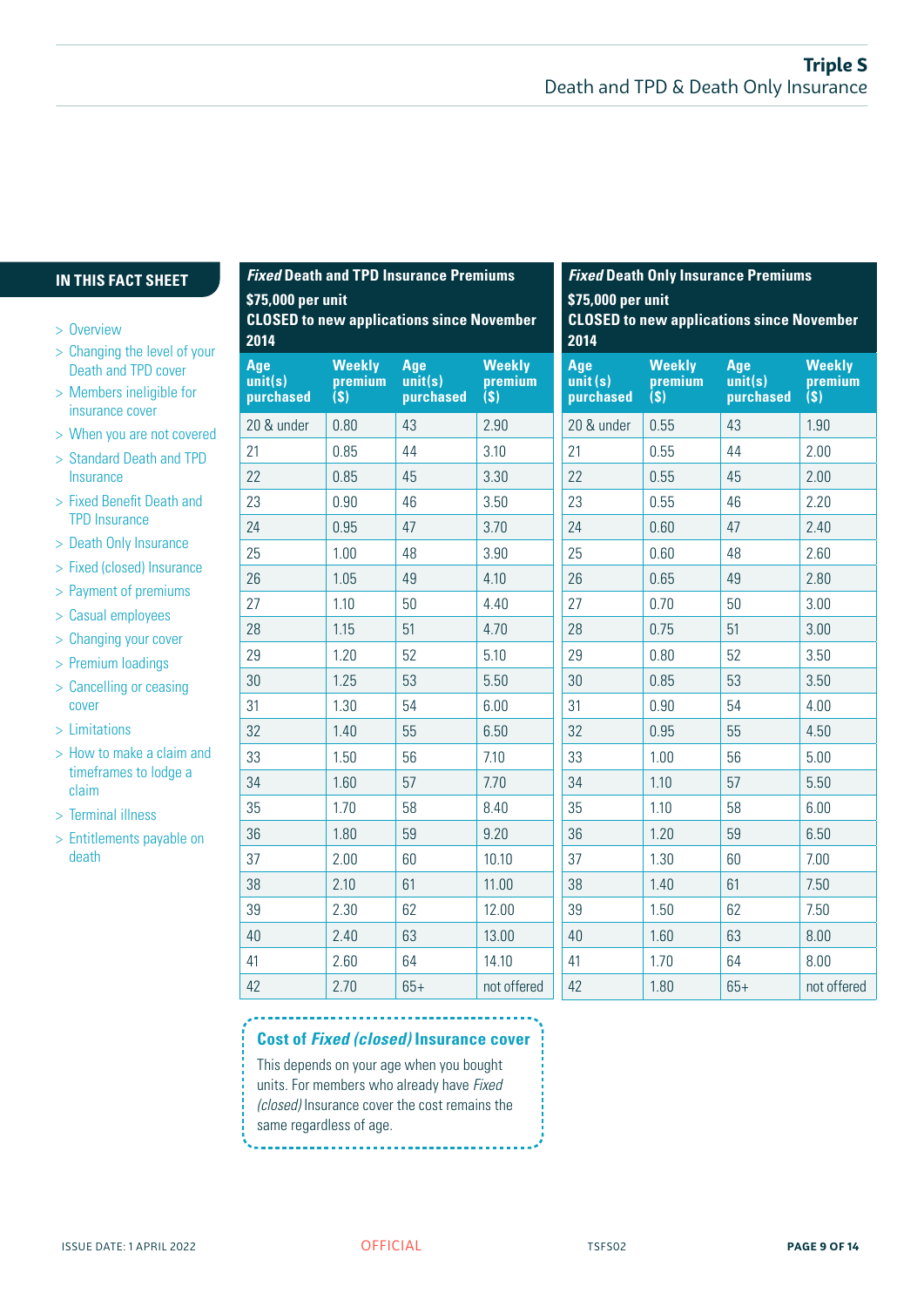**IN THIS FACT SHEET**

- > Overview
- > Changing the level of your Death and TPD cover
- > Members ineligible for insurance cover
- > When you are not covered
- > Standard Death and TPD Insurance
- > Fixed Benefit Death and TPD Insurance
- > Death Only Insurance
- > Fixed (closed) Insurance
- > Payment of premiums
- > Casual employees
- > Changing your cover
- > Premium loadings
- > Cancelling or ceasing cover
- > Limitations
- > How to make a claim and timeframes to lodge a claim
- > Terminal illness
- > Entitlements payable on death

**_Fixed_ Death and TPD Insurance Premiums**
**$75,000 per unit**
**CLOSED to new applications since November 2014**

| Age unit(s) purchased | Weekly premium ($) | Age unit(s) purchased | Weekly premium ($) |
|---|---|---|---|
| 20 & under | 0.80 | 43 | 2.90 |
| 21 | 0.85 | 44 | 3.10 |
| 22 | 0.85 | 45 | 3.30 |
| 23 | 0.90 | 46 | 3.50 |
| 24 | 0.95 | 47 | 3.70 |
| 25 | 1.00 | 48 | 3.90 |
| 26 | 1.05 | 49 | 4.10 |
| 27 | 1.10 | 50 | 4.40 |
| 28 | 1.15 | 51 | 4.70 |
| 29 | 1.20 | 52 | 5.10 |
| 30 | 1.25 | 53 | 5.50 |
| 31 | 1.30 | 54 | 6.00 |
| 32 | 1.40 | 55 | 6.50 |
| 33 | 1.50 | 56 | 7.10 |
| 34 | 1.60 | 57 | 7.70 |
| 35 | 1.70 | 58 | 8.40 |
| 36 | 1.80 | 59 | 9.20 |
| 37 | 2.00 | 60 | 10.10 |
| 38 | 2.10 | 61 | 11.00 |
| 39 | 2.30 | 62 | 12.00 |
| 40 | 2.40 | 63 | 13.00 |
| 41 | 2.60 | 64 | 14.10 |
| 42 | 2.70 | 65+ | not offered |

**_Fixed_ Death Only Insurance Premiums**
**$75,000 per unit**
**CLOSED to new applications since November 2014**

| Age unit (s) purchased | Weekly premium ($) | Age unit(s) purchased | Weekly premium ($) |
|---|---|---|---|
| 20 & under | 0.55 | 43 | 1.90 |
| 21 | 0.55 | 44 | 2.00 |
| 22 | 0.55 | 45 | 2.00 |
| 23 | 0.55 | 46 | 2.20 |
| 24 | 0.60 | 47 | 2.40 |
| 25 | 0.60 | 48 | 2.60 |
| 26 | 0.65 | 49 | 2.80 |
| 27 | 0.70 | 50 | 3.00 |
| 28 | 0.75 | 51 | 3.00 |
| 29 | 0.80 | 52 | 3.50 |
| 30 | 0.85 | 53 | 3.50 |
| 31 | 0.90 | 54 | 4.00 |
| 32 | 0.95 | 55 | 4.50 |
| 33 | 1.00 | 56 | 5.00 |
| 34 | 1.10 | 57 | 5.50 |
| 35 | 1.10 | 58 | 6.00 |
| 36 | 1.20 | 59 | 6.50 |
| 37 | 1.30 | 60 | 7.00 |
| 38 | 1.40 | 61 | 7.50 |
| 39 | 1.50 | 62 | 7.50 |
| 40 | 1.60 | 63 | 8.00 |
| 41 | 1.70 | 64 | 8.00 |
| 42 | 1.80 | 65+ | not offered |

**Cost of _Fixed (closed)_ Insurance cover**

This depends on your age when you bought units. For members who already have *Fixed (closed)* Insurance cover the cost remains the same regardless of age.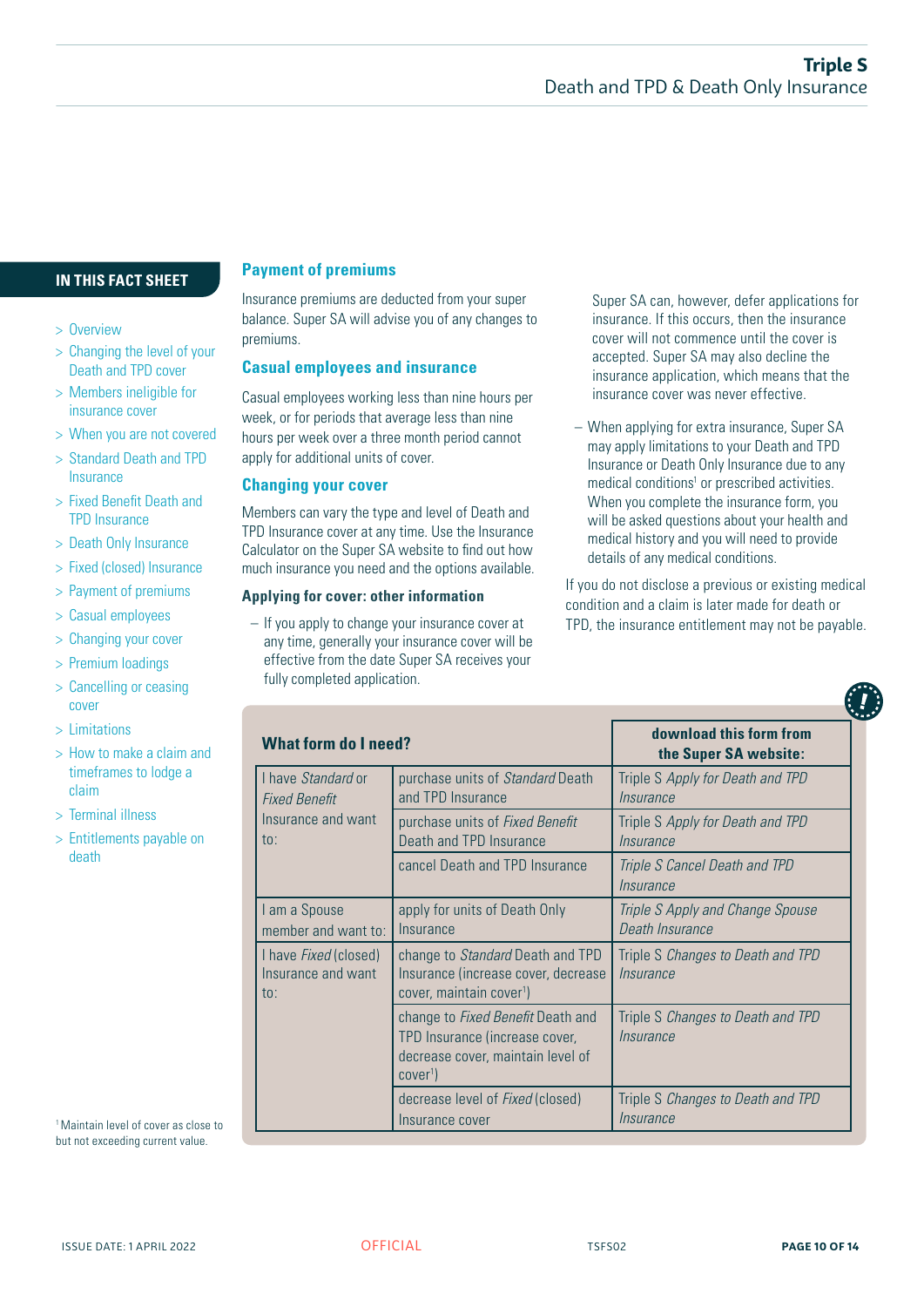## IN THIS FACT SHEET

- > Overview
- > Changing the level of your Death and TPD cover
- > Members ineligible for insurance cover
- > When you are not covered
- > Standard Death and TPD Insurance
- > Fixed Benefit Death and TPD Insurance
- > Death Only Insurance
- > Fixed (closed) Insurance
- > Payment of premiums
- > Casual employees
- > Changing your cover
- > Premium loadings
- > Cancelling or ceasing cover
- > Limitations
- > How to make a claim and timeframes to lodge a claim
- > Terminal illness
- > Entitlements payable on death

## Payment of premiums

Insurance premiums are deducted from your super balance. Super SA will advise you of any changes to premiums.

## Casual employees and insurance

Casual employees working less than nine hours per week, or for periods that average less than nine hours per week over a three month period cannot apply for additional units of cover.

## Changing your cover

Members can vary the type and level of Death and TPD Insurance cover at any time. Use the Insurance Calculator on the Super SA website to find out how much insurance you need and the options available.

### Applying for cover: other information

- If you apply to change your insurance cover at any time, generally your insurance cover will be effective from the date Super SA receives your fully completed application.

  Super SA can, however, defer applications for insurance. If this occurs, then the insurance cover will not commence until the cover is accepted. Super SA may also decline the insurance application, which means that the insurance cover was never effective.

- When applying for extra insurance, Super SA may apply limitations to your Death and TPD Insurance or Death Only Insurance due to any medical conditions[1] or prescribed activities. When you complete the insurance form, you will be asked questions about your health and medical history and you will need to provide details of any medical conditions.

If you do not disclose a previous or existing medical condition and a claim is later made for death or TPD, the insurance entitlement may not be payable.

| **What form do I need?** | | **download this form from the Super SA website:** |
|---|---|---|
| I have *Standard* or *Fixed Benefit* Insurance and want to: | purchase units of *Standard* Death and TPD Insurance | Triple S *Apply for Death and TPD Insurance* |
| | purchase units of *Fixed Benefit* Death and TPD Insurance | Triple S *Apply for Death and TPD Insurance* |
| | cancel Death and TPD Insurance | *Triple S Cancel Death and TPD Insurance* |
| I am a Spouse member and want to: | apply for units of Death Only Insurance | *Triple S Apply and Change Spouse Death Insurance* |
| I have *Fixed* (closed) Insurance and want to: | change to *Standard* Death and TPD Insurance (increase cover, decrease cover, maintain cover[1]) | Triple S *Changes to Death and TPD Insurance* |
| | change to *Fixed Benefit* Death and TPD Insurance (increase cover, decrease cover, maintain level of cover[1]) | Triple S *Changes to Death and TPD Insurance* |
| | decrease level of *Fixed* (closed) Insurance cover | Triple S *Changes to Death and TPD Insurance* |

[1] Maintain level of cover as close to but not exceeding current value.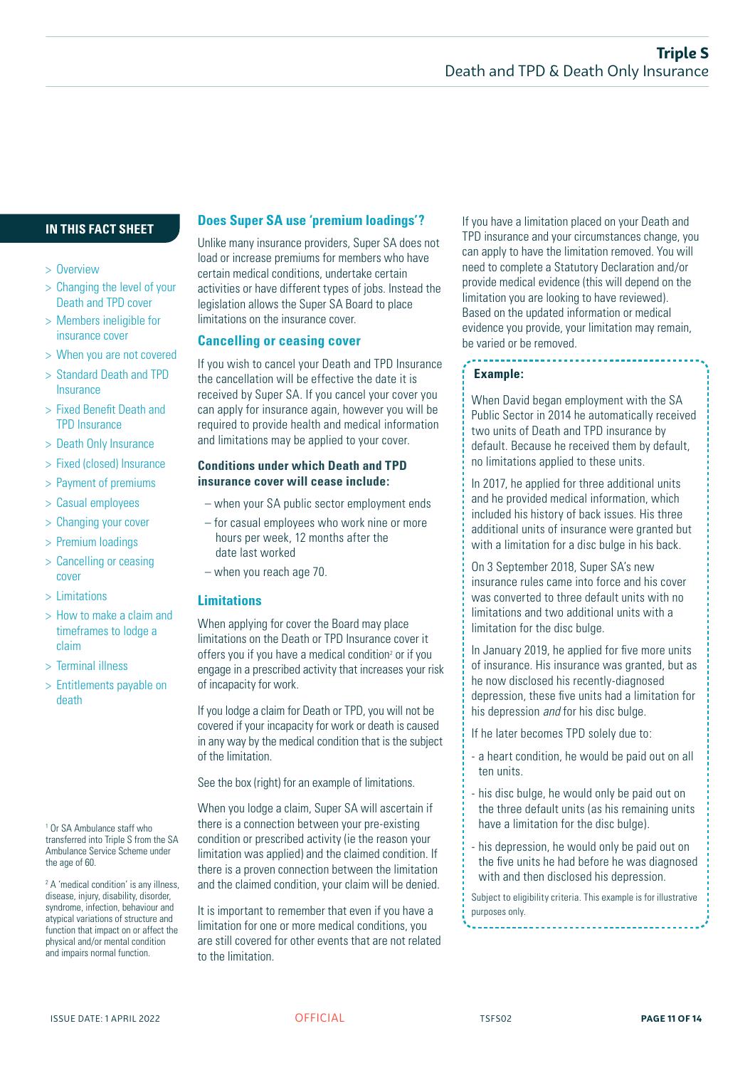## IN THIS FACT SHEET

- > Overview
- > Changing the level of your Death and TPD cover
- > Members ineligible for insurance cover
- > When you are not covered
- > Standard Death and TPD Insurance
- > Fixed Benefit Death and TPD Insurance
- > Death Only Insurance
- > Fixed (closed) Insurance
- > Payment of premiums
- > Casual employees
- > Changing your cover
- > Premium loadings
- > Cancelling or ceasing cover
- > Limitations
- > How to make a claim and timeframes to lodge a claim
- > Terminal illness
- > Entitlements payable on death

## Does Super SA use 'premium loadings'?

Unlike many insurance providers, Super SA does not load or increase premiums for members who have certain medical conditions, undertake certain activities or have different types of jobs. Instead the legislation allows the Super SA Board to place limitations on the insurance cover.

## Cancelling or ceasing cover

If you wish to cancel your Death and TPD Insurance the cancellation will be effective the date it is received by Super SA. If you cancel your cover you can apply for insurance again, however you will be required to provide health and medical information and limitations may be applied to your cover.

**Conditions under which Death and TPD insurance cover will cease include:**

- when your SA public sector employment ends
- for casual employees who work nine or more hours per week, 12 months after the date last worked
- when you reach age 70.

## Limitations

When applying for cover the Board may place limitations on the Death or TPD Insurance cover it offers you if you have a medical condition[2] or if you engage in a prescribed activity that increases your risk of incapacity for work.

If you lodge a claim for Death or TPD, you will not be covered if your incapacity for work or death is caused in any way by the medical condition that is the subject of the limitation.

See the box (right) for an example of limitations.

When you lodge a claim, Super SA will ascertain if there is a connection between your pre-existing condition or prescribed activity (ie the reason your limitation was applied) and the claimed condition. If there is a proven connection between the limitation and the claimed condition, your claim will be denied.

It is important to remember that even if you have a limitation for one or more medical conditions, you are still covered for other events that are not related to the limitation.

If you have a limitation placed on your Death and TPD insurance and your circumstances change, you can apply to have the limitation removed. You will need to complete a Statutory Declaration and/or provide medical evidence (this will depend on the limitation you are looking to have reviewed). Based on the updated information or medical evidence you provide, your limitation may remain, be varied or be removed.

**Example:**

When David began employment with the SA Public Sector in 2014 he automatically received two units of Death and TPD insurance by default. Because he received them by default, no limitations applied to these units.

In 2017, he applied for three additional units and he provided medical information, which included his history of back issues. His three additional units of insurance were granted but with a limitation for a disc bulge in his back.

On 3 September 2018, Super SA's new insurance rules came into force and his cover was converted to three default units with no limitations and two additional units with a limitation for the disc bulge.

In January 2019, he applied for five more units of insurance. His insurance was granted, but as he now disclosed his recently-diagnosed depression, these five units had a limitation for his depression *and* for his disc bulge.

If he later becomes TPD solely due to:

- a heart condition, he would be paid out on all ten units.
- his disc bulge, he would only be paid out on the three default units (as his remaining units have a limitation for the disc bulge).
- his depression, he would only be paid out on the five units he had before he was diagnosed with and then disclosed his depression.

Subject to eligibility criteria. This example is for illustrative purposes only.

---

[1] Or SA Ambulance staff who transferred into Triple S from the SA Ambulance Service Scheme under the age of 60.

[2] A 'medical condition' is any illness, disease, injury, disability, disorder, syndrome, infection, behaviour and atypical variations of structure and function that impact on or affect the physical and/or mental condition and impairs normal function.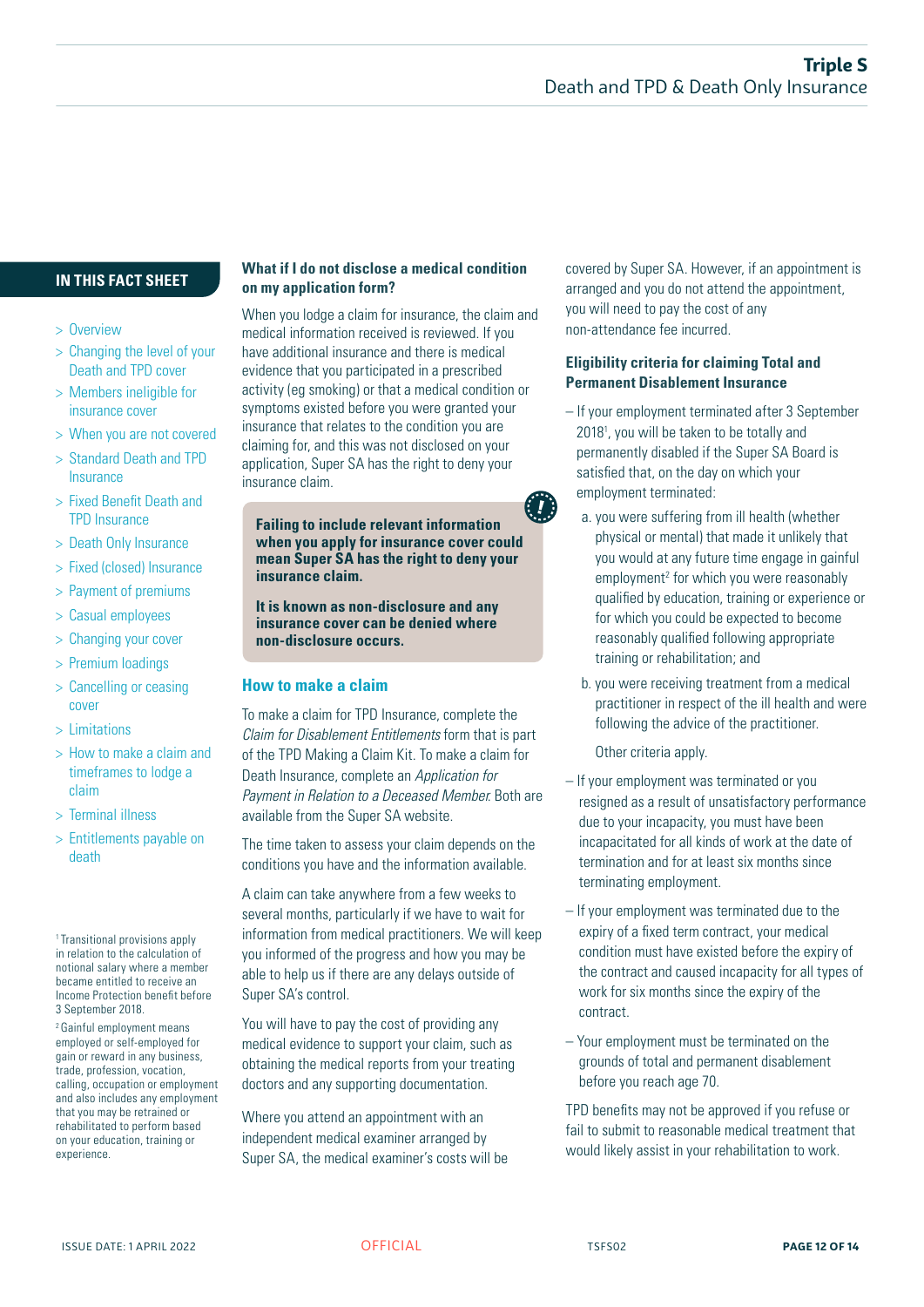## IN THIS FACT SHEET

- > Overview
- > Changing the level of your Death and TPD cover
- > Members ineligible for insurance cover
- > When you are not covered
- > Standard Death and TPD Insurance
- > Fixed Benefit Death and TPD Insurance
- > Death Only Insurance
- > Fixed (closed) Insurance
- > Payment of premiums
- > Casual employees
- > Changing your cover
- > Premium loadings
- > Cancelling or ceasing cover
- > Limitations
- > How to make a claim and timeframes to lodge a claim
- > Terminal illness
- > Entitlements payable on death

### What if I do not disclose a medical condition on my application form?

When you lodge a claim for insurance, the claim and medical information received is reviewed. If you have additional insurance and there is medical evidence that you participated in a prescribed activity (eg smoking) or that a medical condition or symptoms existed before you were granted your insurance that relates to the condition you are claiming for, and this was not disclosed on your application, Super SA has the right to deny your insurance claim.

> **Failing to include relevant information when you apply for insurance cover could mean Super SA has the right to deny your insurance claim.**
>
> **It is known as non-disclosure and any insurance cover can be denied where non-disclosure occurs.**

### How to make a claim

To make a claim for TPD Insurance, complete the *Claim for Disablement Entitlements* form that is part of the TPD Making a Claim Kit. To make a claim for Death Insurance, complete an *Application for Payment in Relation to a Deceased Member.* Both are available from the Super SA website.

The time taken to assess your claim depends on the conditions you have and the information available.

A claim can take anywhere from a few weeks to several months, particularly if we have to wait for information from medical practitioners. We will keep you informed of the progress and how you may be able to help us if there are any delays outside of Super SA's control.

You will have to pay the cost of providing any medical evidence to support your claim, such as obtaining the medical reports from your treating doctors and any supporting documentation.

Where you attend an appointment with an independent medical examiner arranged by Super SA, the medical examiner's costs will be covered by Super SA. However, if an appointment is arranged and you do not attend the appointment, you will need to pay the cost of any non-attendance fee incurred.

### Eligibility criteria for claiming Total and Permanent Disablement Insurance

- If your employment terminated after 3 September 2018[1], you will be taken to be totally and permanently disabled if the Super SA Board is satisfied that, on the day on which your employment terminated:
  a. you were suffering from ill health (whether physical or mental) that made it unlikely that you would at any future time engage in gainful employment[2] for which you were reasonably qualified by education, training or experience or for which you could be expected to become reasonably qualified following appropriate training or rehabilitation; and
  b. you were receiving treatment from a medical practitioner in respect of the ill health and were following the advice of the practitioner.

  Other criteria apply.
- If your employment was terminated or you resigned as a result of unsatisfactory performance due to your incapacity, you must have been incapacitated for all kinds of work at the date of termination and for at least six months since terminating employment.
- If your employment was terminated due to the expiry of a fixed term contract, your medical condition must have existed before the expiry of the contract and caused incapacity for all types of work for six months since the expiry of the contract.
- Your employment must be terminated on the grounds of total and permanent disablement before you reach age 70.

TPD benefits may not be approved if you refuse or fail to submit to reasonable medical treatment that would likely assist in your rehabilitation to work.

[1] Transitional provisions apply in relation to the calculation of notional salary where a member became entitled to receive an Income Protection benefit before 3 September 2018.

[2] Gainful employment means employed or self-employed for gain or reward in any business, trade, profession, vocation, calling, occupation or employment and also includes any employment that you may be retrained or rehabilitated to perform based on your education, training or experience.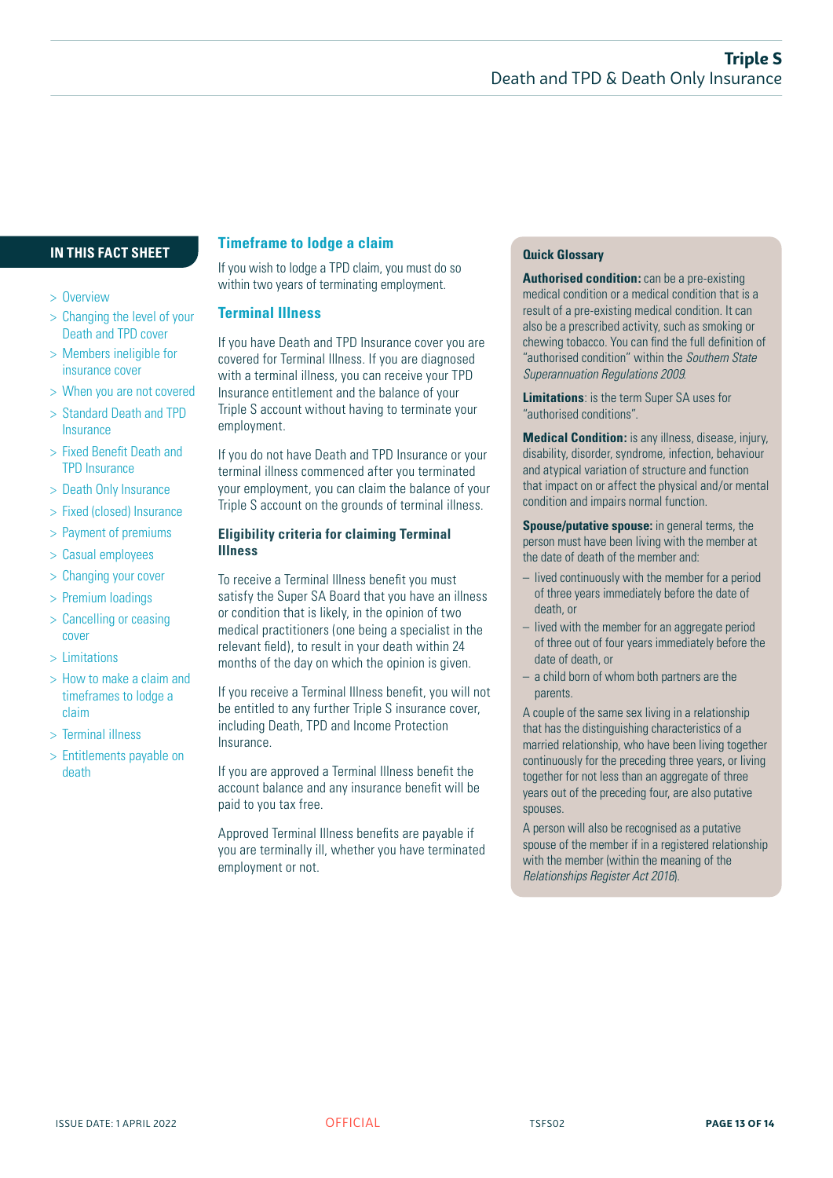## IN THIS FACT SHEET

- > Overview
- > Changing the level of your Death and TPD cover
- > Members ineligible for insurance cover
- > When you are not covered
- > Standard Death and TPD Insurance
- > Fixed Benefit Death and TPD Insurance
- > Death Only Insurance
- > Fixed (closed) Insurance
- > Payment of premiums
- > Casual employees
- > Changing your cover
- > Premium loadings
- > Cancelling or ceasing cover
- > Limitations
- > How to make a claim and timeframes to lodge a claim
- > Terminal illness
- > Entitlements payable on death

## Timeframe to lodge a claim

If you wish to lodge a TPD claim, you must do so within two years of terminating employment.

## Terminal Illness

If you have Death and TPD Insurance cover you are covered for Terminal Illness. If you are diagnosed with a terminal illness, you can receive your TPD Insurance entitlement and the balance of your Triple S account without having to terminate your employment.

If you do not have Death and TPD Insurance or your terminal illness commenced after you terminated your employment, you can claim the balance of your Triple S account on the grounds of terminal illness.

### Eligibility criteria for claiming Terminal Illness

To receive a Terminal Illness benefit you must satisfy the Super SA Board that you have an illness or condition that is likely, in the opinion of two medical practitioners (one being a specialist in the relevant field), to result in your death within 24 months of the day on which the opinion is given.

If you receive a Terminal Illness benefit, you will not be entitled to any further Triple S insurance cover, including Death, TPD and Income Protection Insurance.

If you are approved a Terminal Illness benefit the account balance and any insurance benefit will be paid to you tax free.

Approved Terminal Illness benefits are payable if you are terminally ill, whether you have terminated employment or not.

### Quick Glossary

**Authorised condition:** can be a pre-existing medical condition or a medical condition that is a result of a pre-existing medical condition. It can also be a prescribed activity, such as smoking or chewing tobacco. You can find the full definition of "authorised condition" within the *Southern State Superannuation Regulations 2009*.

**Limitations**: is the term Super SA uses for "authorised conditions".

**Medical Condition:** is any illness, disease, injury, disability, disorder, syndrome, infection, behaviour and atypical variation of structure and function that impact on or affect the physical and/or mental condition and impairs normal function.

**Spouse/putative spouse:** in general terms, the person must have been living with the member at the date of death of the member and:

- lived continuously with the member for a period of three years immediately before the date of death, or
- lived with the member for an aggregate period of three out of four years immediately before the date of death, or
- a child born of whom both partners are the parents.

A couple of the same sex living in a relationship that has the distinguishing characteristics of a married relationship, who have been living together continuously for the preceding three years, or living together for not less than an aggregate of three years out of the preceding four, are also putative spouses.

A person will also be recognised as a putative spouse of the member if in a registered relationship with the member (within the meaning of the *Relationships Register Act 2016*).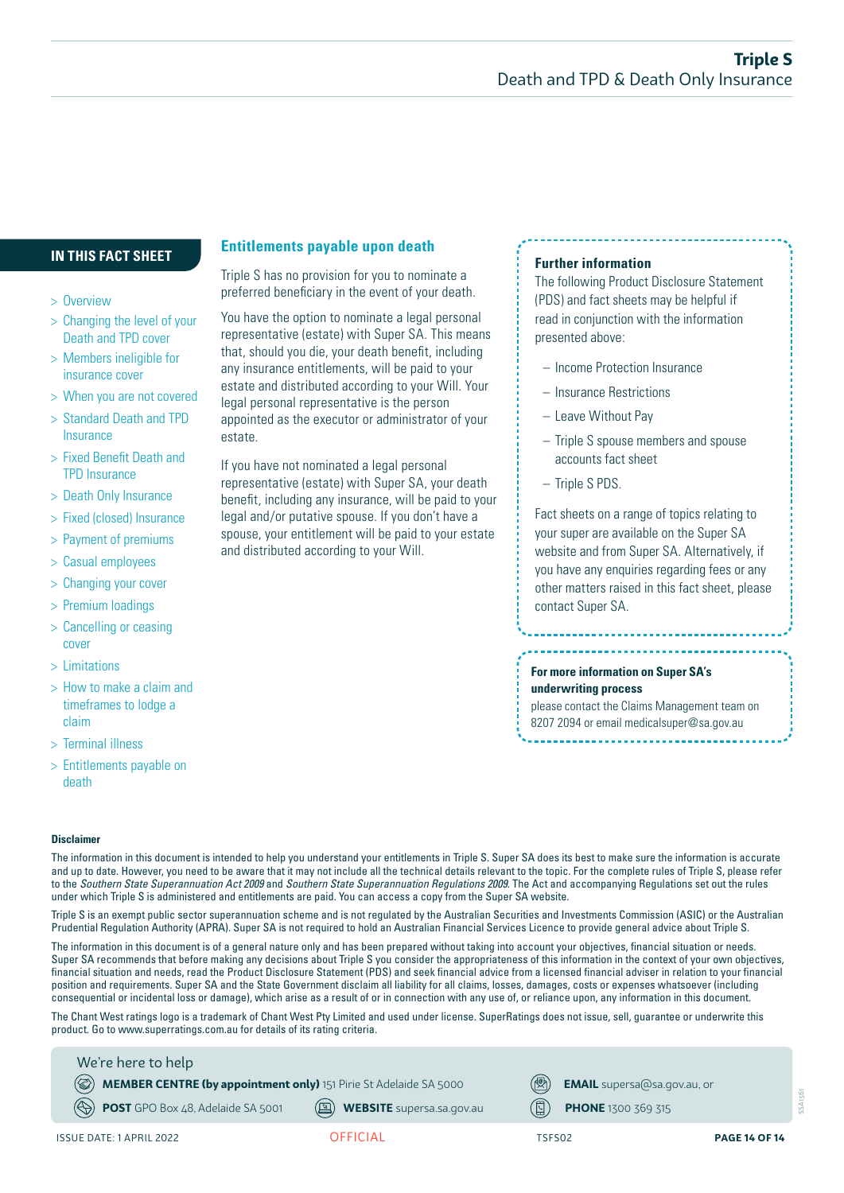## IN THIS FACT SHEET

- > Overview
- > Changing the level of your Death and TPD cover
- > Members ineligible for insurance cover
- > When you are not covered
- > Standard Death and TPD Insurance
- > Fixed Benefit Death and TPD Insurance
- > Death Only Insurance
- > Fixed (closed) Insurance
- > Payment of premiums
- > Casual employees
- > Changing your cover
- > Premium loadings
- > Cancelling or ceasing cover
- > Limitations
- > How to make a claim and timeframes to lodge a claim
- > Terminal illness
- > Entitlements payable on death

## Entitlements payable upon death

Triple S has no provision for you to nominate a preferred beneficiary in the event of your death.

You have the option to nominate a legal personal representative (estate) with Super SA. This means that, should you die, your death benefit, including any insurance entitlements, will be paid to your estate and distributed according to your Will. Your legal personal representative is the person appointed as the executor or administrator of your estate.

If you have not nominated a legal personal representative (estate) with Super SA, your death benefit, including any insurance, will be paid to your legal and/or putative spouse. If you don't have a spouse, your entitlement will be paid to your estate and distributed according to your Will.

### Further information

The following Product Disclosure Statement (PDS) and fact sheets may be helpful if read in conjunction with the information presented above:

- Income Protection Insurance
- Insurance Restrictions
- Leave Without Pay
- Triple S spouse members and spouse accounts fact sheet
- Triple S PDS.

Fact sheets on a range of topics relating to your super are available on the Super SA website and from Super SA. Alternatively, if you have any enquiries regarding fees or any other matters raised in this fact sheet, please contact Super SA.

**For more information on Super SA's underwriting process**
please contact the Claims Management team on 8207 2094 or email medicalsuper@sa.gov.au

**Disclaimer**

The information in this document is intended to help you understand your entitlements in Triple S. Super SA does its best to make sure the information is accurate and up to date. However, you need to be aware that it may not include all the technical details relevant to the topic. For the complete rules of Triple S, please refer to the *Southern State Superannuation Act 2009* and *Southern State Superannuation Regulations 2009*. The Act and accompanying Regulations set out the rules under which Triple S is administered and entitlements are paid. You can access a copy from the Super SA website.

Triple S is an exempt public sector superannuation scheme and is not regulated by the Australian Securities and Investments Commission (ASIC) or the Australian Prudential Regulation Authority (APRA). Super SA is not required to hold an Australian Financial Services Licence to provide general advice about Triple S.

The information in this document is of a general nature only and has been prepared without taking into account your objectives, financial situation or needs. Super SA recommends that before making any decisions about Triple S you consider the appropriateness of this information in the context of your own objectives, financial situation and needs, read the Product Disclosure Statement (PDS) and seek financial advice from a licensed financial adviser in relation to your financial position and requirements. Super SA and the State Government disclaim all liability for all claims, losses, damages, costs or expenses whatsoever (including consequential or incidental loss or damage), which arise as a result of or in connection with any use of, or reliance upon, any information in this document.

The Chant West ratings logo is a trademark of Chant West Pty Limited and used under license. SuperRatings does not issue, sell, guarantee or underwrite this product. Go to www.superratings.com.au for details of its rating criteria.

We're here to help

**MEMBER CENTRE (by appointment only)** 151 Pirie St Adelaide SA 5000

**EMAIL** supersa@sa.gov.au, or

**POST** GPO Box 48, Adelaide SA 5001

**WEBSITE** supersa.sa.gov.au

**PHONE** 1300 369 315

ISSUE DATE: 1 APRIL 2022 OFFICIAL TSFS02